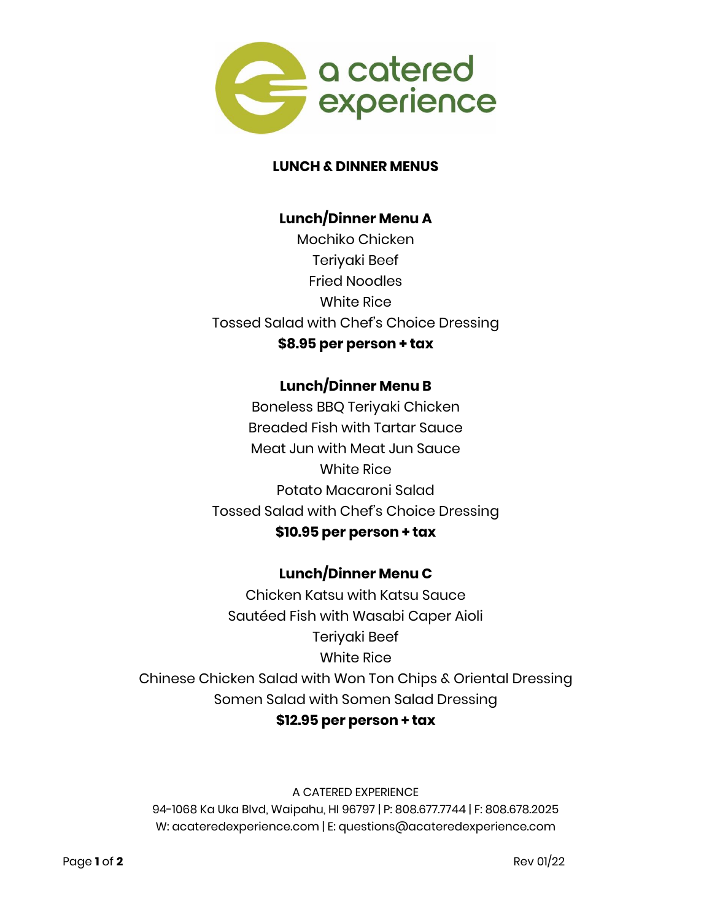a catered experience

# LUNCH & DINNER MENUS

## Lunch/Dinner Menu A

Mochiko Chicken
Teriyaki Beef
Fried Noodles
White Rice
Tossed Salad with Chef's Choice Dressing

**$8.95 per person + tax**

## Lunch/Dinner Menu B

Boneless BBQ Teriyaki Chicken
Breaded Fish with Tartar Sauce
Meat Jun with Meat Jun Sauce
White Rice
Potato Macaroni Salad
Tossed Salad with Chef's Choice Dressing

**$10.95 per person + tax**

## Lunch/Dinner Menu C

Chicken Katsu with Katsu Sauce
Sautéed Fish with Wasabi Caper Aioli
Teriyaki Beef
White Rice
Chinese Chicken Salad with Won Ton Chips & Oriental Dressing
Somen Salad with Somen Salad Dressing

**$12.95 per person + tax**

A CATERED EXPERIENCE
94-1068 Ka Uka Blvd, Waipahu, HI 96797 | P: 808.677.7744 | F: 808.678.2025
W: acateredexperience.com | E: questions@acateredexperience.com

Rev 01/22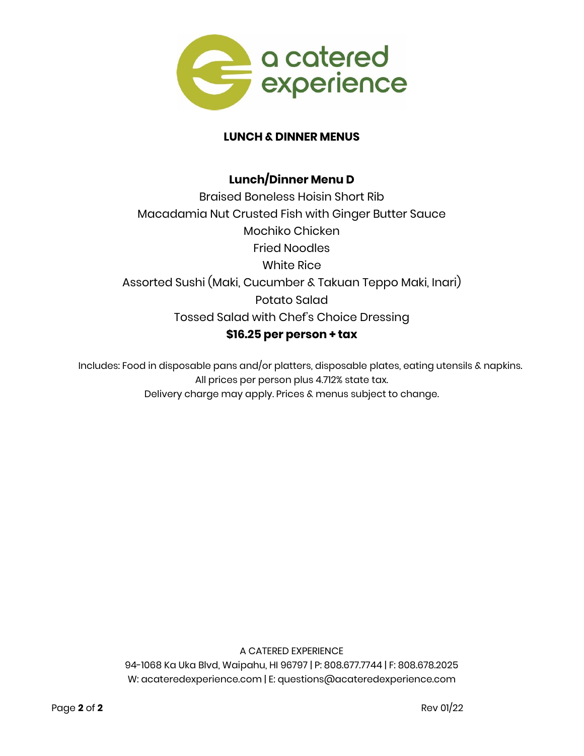a catered experience

# LUNCH & DINNER MENUS

## Lunch/Dinner Menu D

Braised Boneless Hoisin Short Rib
Macadamia Nut Crusted Fish with Ginger Butter Sauce
Mochiko Chicken
Fried Noodles
White Rice
Assorted Sushi (Maki, Cucumber & Takuan Teppo Maki, Inari)
Potato Salad
Tossed Salad with Chef's Choice Dressing

**$16.25 per person + tax**

Includes: Food in disposable pans and/or platters, disposable plates, eating utensils & napkins.
All prices per person plus 4.712% state tax.
Delivery charge may apply. Prices & menus subject to change.

A CATERED EXPERIENCE
94-1068 Ka Uka Blvd, Waipahu, HI 96797 | P: 808.677.7744 | F: 808.678.2025
W: acateredexperience.com | E: questions@acateredexperience.com

Rev 01/22